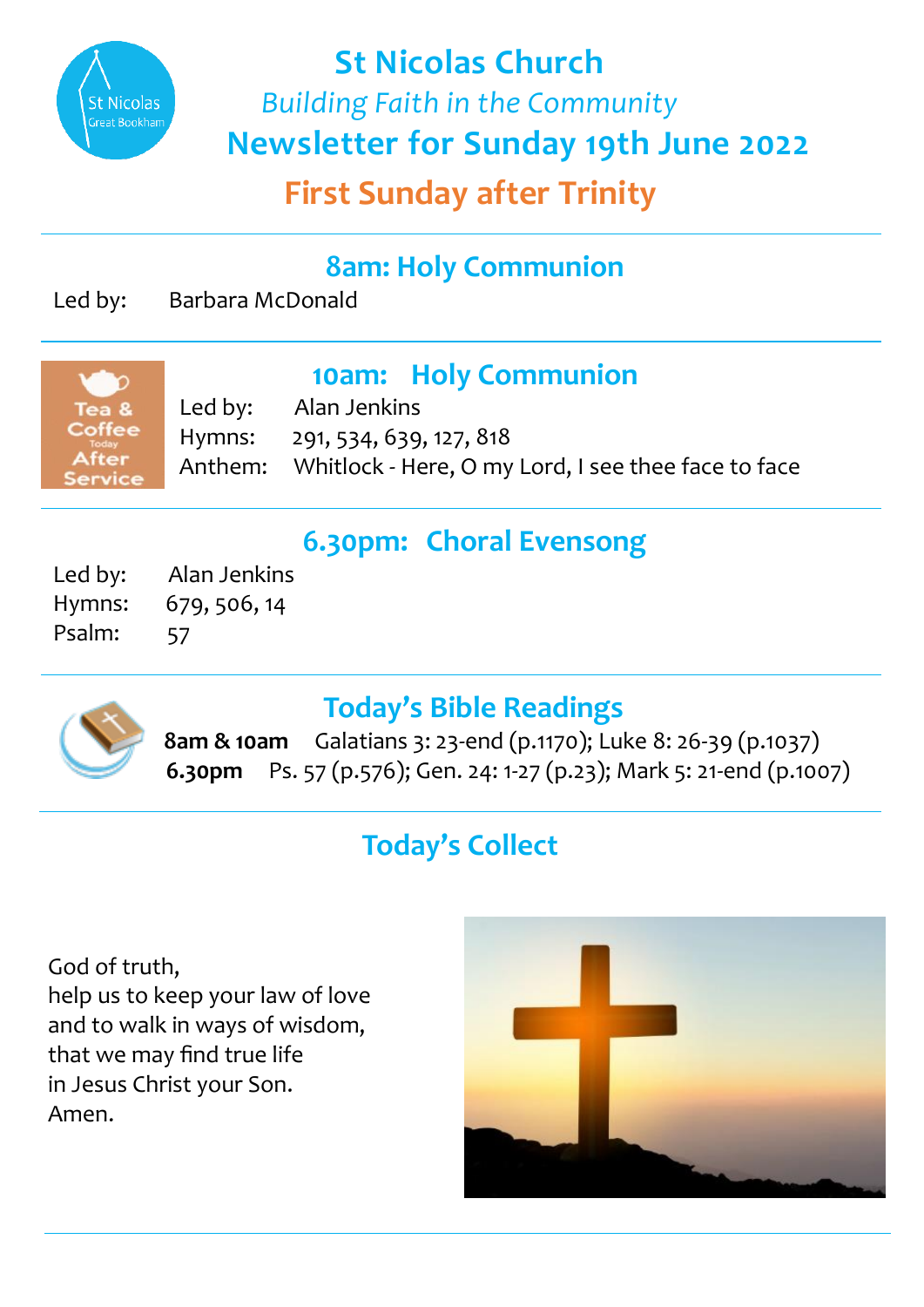# St Nicolas Church

*Building Faith in the Community*

## Newsletter for Sunday 19th June 2022

## First Sunday after Trinity

### 8am: Holy Communion

Led by: Barbara McDonald

### 10am: Holy Communion

Tea & Coffee Today After Service

Led by: Alan Jenkins
Hymns: 291, 534, 639, 127, 818
Anthem: Whitlock - Here, O my Lord, I see thee face to face

### 6.30pm: Choral Evensong

Led by: Alan Jenkins
Hymns: 679, 506, 14
Psalm: 57

### Today's Bible Readings

**8am & 10am** Galatians 3: 23-end (p.1170); Luke 8: 26-39 (p.1037)
**6.30pm** Ps. 57 (p.576); Gen. 24: 1-27 (p.23); Mark 5: 21-end (p.1007)

### Today's Collect

God of truth,
help us to keep your law of love
and to walk in ways of wisdom,
that we may find true life
in Jesus Christ your Son.
Amen.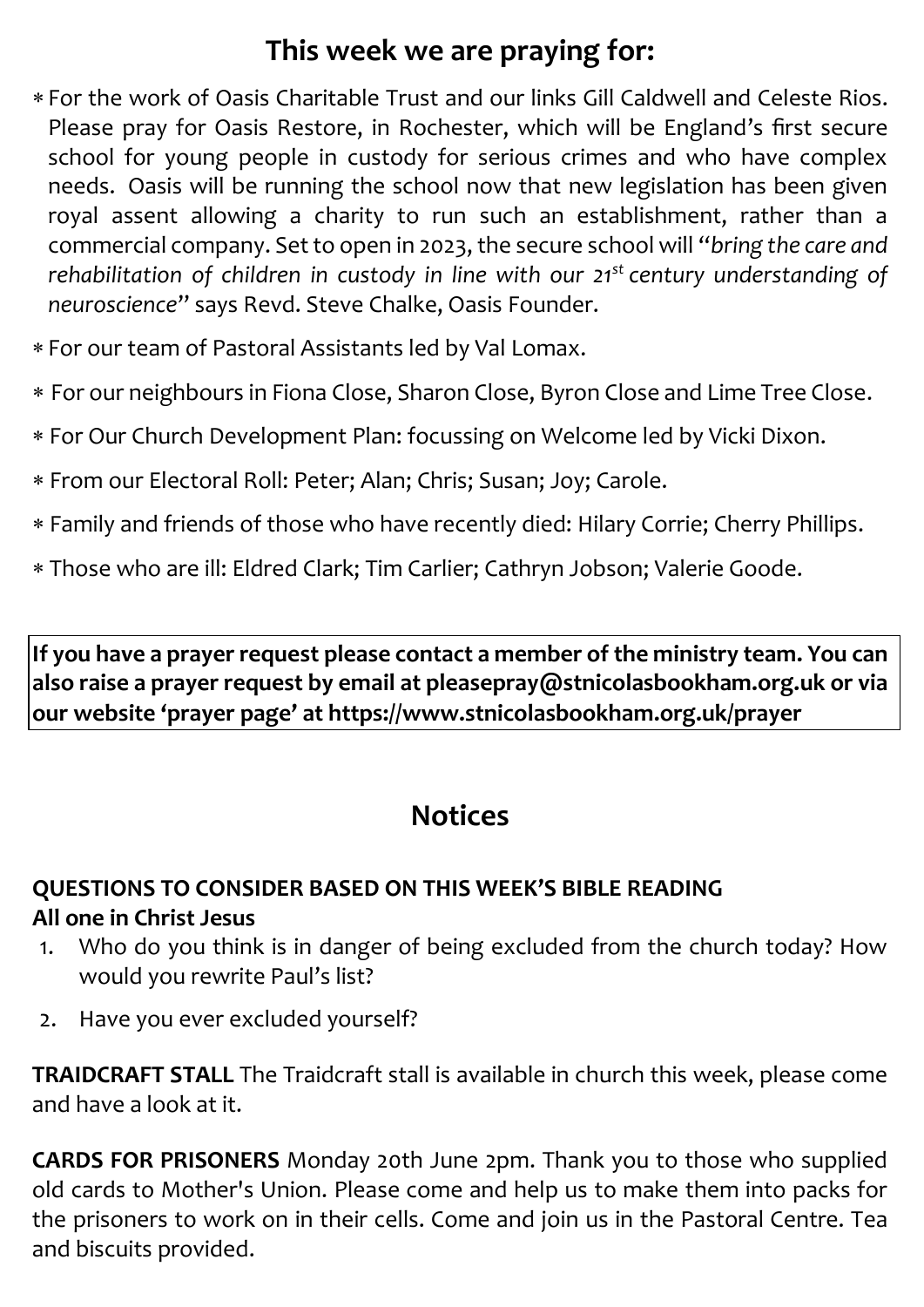## This week we are praying for:

- For the work of Oasis Charitable Trust and our links Gill Caldwell and Celeste Rios. Please pray for Oasis Restore, in Rochester, which will be England's first secure school for young people in custody for serious crimes and who have complex needs. Oasis will be running the school now that new legislation has been given royal assent allowing a charity to run such an establishment, rather than a commercial company. Set to open in 2023, the secure school will "*bring the care and rehabilitation of children in custody in line with our 21st century understanding of neuroscience*" says Revd. Steve Chalke, Oasis Founder.
- For our team of Pastoral Assistants led by Val Lomax.
- For our neighbours in Fiona Close, Sharon Close, Byron Close and Lime Tree Close.
- For Our Church Development Plan: focussing on Welcome led by Vicki Dixon.
- From our Electoral Roll: Peter; Alan; Chris; Susan; Joy; Carole.
- Family and friends of those who have recently died: Hilary Corrie; Cherry Phillips.
- Those who are ill: Eldred Clark; Tim Carlier; Cathryn Jobson; Valerie Goode.

**If you have a prayer request please contact a member of the ministry team. You can also raise a prayer request by email at pleasepray@stnicolasbookham.org.uk or via our website 'prayer page' at https://www.stnicolasbookham.org.uk/prayer**

## Notices

**QUESTIONS TO CONSIDER BASED ON THIS WEEK'S BIBLE READING**
**All one in Christ Jesus**

1. Who do you think is in danger of being excluded from the church today? How would you rewrite Paul's list?
2. Have you ever excluded yourself?

**TRAIDCRAFT STALL** The Traidcraft stall is available in church this week, please come and have a look at it.

**CARDS FOR PRISONERS** Monday 20th June 2pm. Thank you to those who supplied old cards to Mother's Union. Please come and help us to make them into packs for the prisoners to work on in their cells. Come and join us in the Pastoral Centre. Tea and biscuits provided.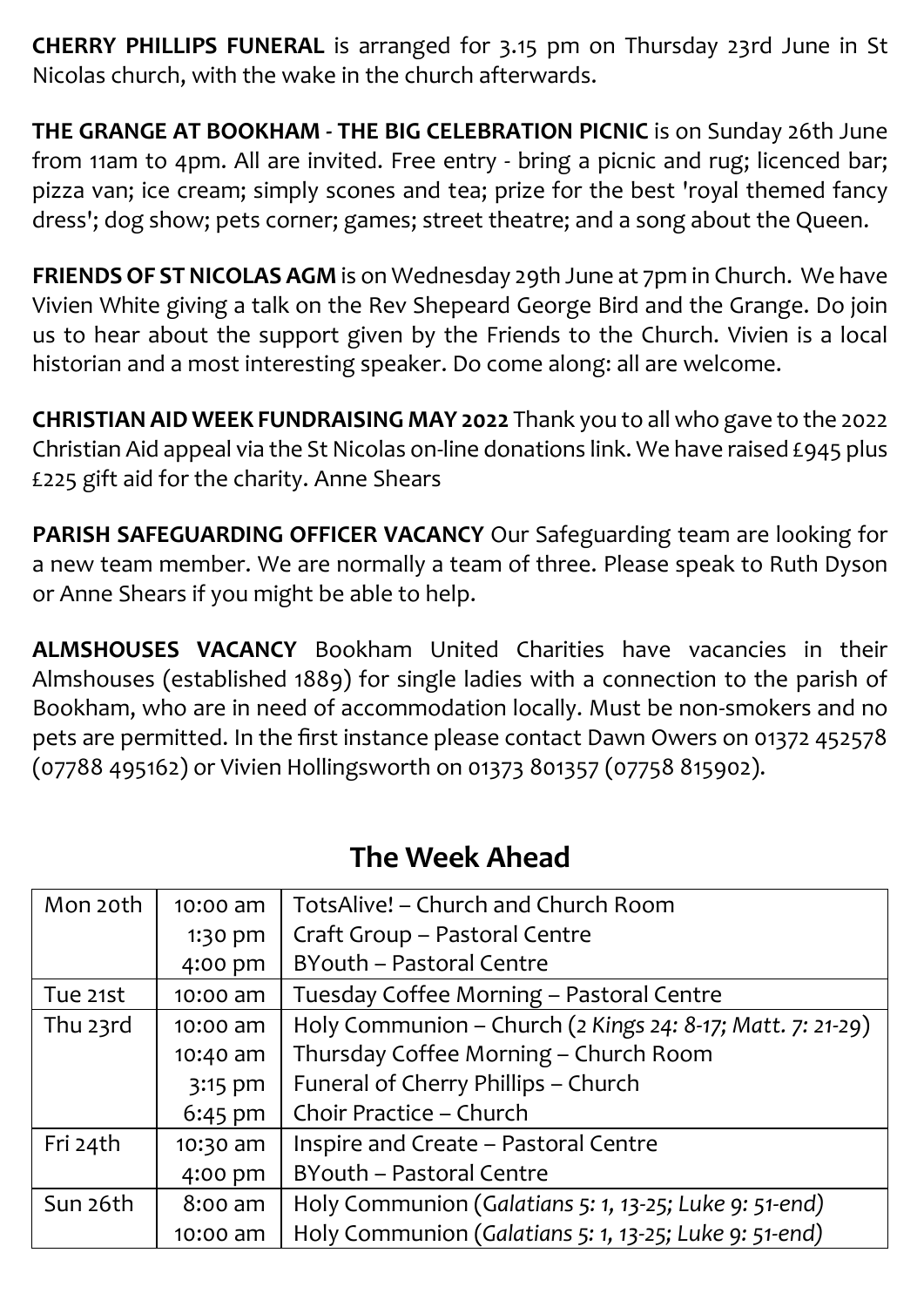**CHERRY PHILLIPS FUNERAL** is arranged for 3.15 pm on Thursday 23rd June in St Nicolas church, with the wake in the church afterwards.

**THE GRANGE AT BOOKHAM - THE BIG CELEBRATION PICNIC** is on Sunday 26th June from 11am to 4pm. All are invited. Free entry - bring a picnic and rug; licenced bar; pizza van; ice cream; simply scones and tea; prize for the best 'royal themed fancy dress'; dog show; pets corner; games; street theatre; and a song about the Queen.

**FRIENDS OF ST NICOLAS AGM** is on Wednesday 29th June at 7pm in Church. We have Vivien White giving a talk on the Rev Shepeard George Bird and the Grange. Do join us to hear about the support given by the Friends to the Church. Vivien is a local historian and a most interesting speaker. Do come along: all are welcome.

**CHRISTIAN AID WEEK FUNDRAISING MAY 2022** Thank you to all who gave to the 2022 Christian Aid appeal via the St Nicolas on-line donations link. We have raised £945 plus £225 gift aid for the charity. Anne Shears

**PARISH SAFEGUARDING OFFICER VACANCY** Our Safeguarding team are looking for a new team member. We are normally a team of three. Please speak to Ruth Dyson or Anne Shears if you might be able to help.

**ALMSHOUSES VACANCY** Bookham United Charities have vacancies in their Almshouses (established 1889) for single ladies with a connection to the parish of Bookham, who are in need of accommodation locally. Must be non-smokers and no pets are permitted. In the first instance please contact Dawn Owers on 01372 452578 (07788 495162) or Vivien Hollingsworth on 01373 801357 (07758 815902).

## The Week Ahead

| Day | Time | Event |
|---|---|---|
| Mon 20th | 10:00 am | TotsAlive! – Church and Church Room |
| | 1:30 pm | Craft Group – Pastoral Centre |
| | 4:00 pm | BYouth – Pastoral Centre |
| Tue 21st | 10:00 am | Tuesday Coffee Morning – Pastoral Centre |
| Thu 23rd | 10:00 am | Holy Communion – Church (*2 Kings 24: 8-17; Matt. 7: 21-29*) |
| | 10:40 am | Thursday Coffee Morning – Church Room |
| | 3:15 pm | Funeral of Cherry Phillips – Church |
| | 6:45 pm | Choir Practice – Church |
| Fri 24th | 10:30 am | Inspire and Create – Pastoral Centre |
| | 4:00 pm | BYouth – Pastoral Centre |
| Sun 26th | 8:00 am | Holy Communion (*Galatians 5: 1, 13-25; Luke 9: 51-end*) |
| | 10:00 am | Holy Communion (*Galatians 5: 1, 13-25; Luke 9: 51-end*) |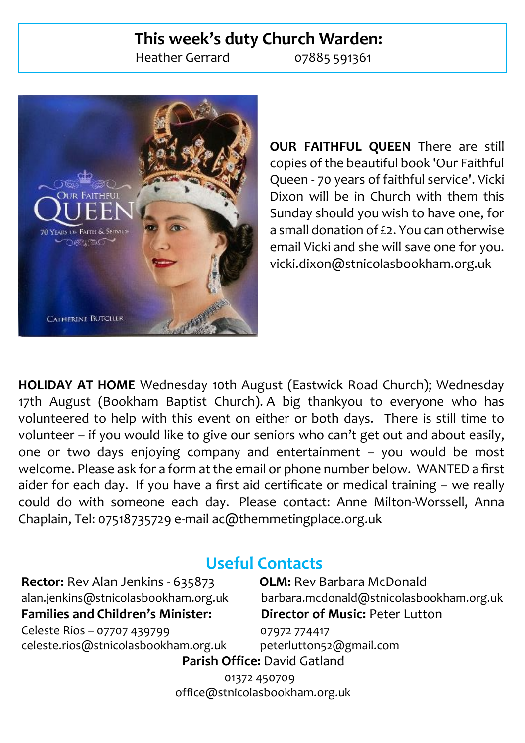## This week's duty Church Warden:

Heather Gerrard 07885 591361

**OUR FAITHFUL QUEEN** There are still copies of the beautiful book 'Our Faithful Queen - 70 years of faithful service'. Vicki Dixon will be in Church with them this Sunday should you wish to have one, for a small donation of £2. You can otherwise email Vicki and she will save one for you. vicki.dixon@stnicolasbookham.org.uk

**HOLIDAY AT HOME** Wednesday 10th August (Eastwick Road Church); Wednesday 17th August (Bookham Baptist Church). A big thankyou to everyone who has volunteered to help with this event on either or both days. There is still time to volunteer – if you would like to give our seniors who can't get out and about easily, one or two days enjoying company and entertainment – you would be most welcome. Please ask for a form at the email or phone number below. WANTED a first aider for each day. If you have a first aid certificate or medical training – we really could do with someone each day. Please contact: Anne Milton-Worssell, Anna Chaplain, Tel: 07518735729 e-mail ac@themmetingplace.org.uk

## Useful Contacts

**Rector:** Rev Alan Jenkins - 635873
alan.jenkins@stnicolasbookham.org.uk

**OLM:** Rev Barbara McDonald
barbara.mcdonald@stnicolasbookham.org.uk

**Families and Children's Minister:**
Celeste Rios – 07707 439799
celeste.rios@stnicolasbookham.org.uk

**Director of Music:** Peter Lutton
07972 774417
peterlutton52@gmail.com

**Parish Office:** David Gatland
01372 450709
office@stnicolasbookham.org.uk